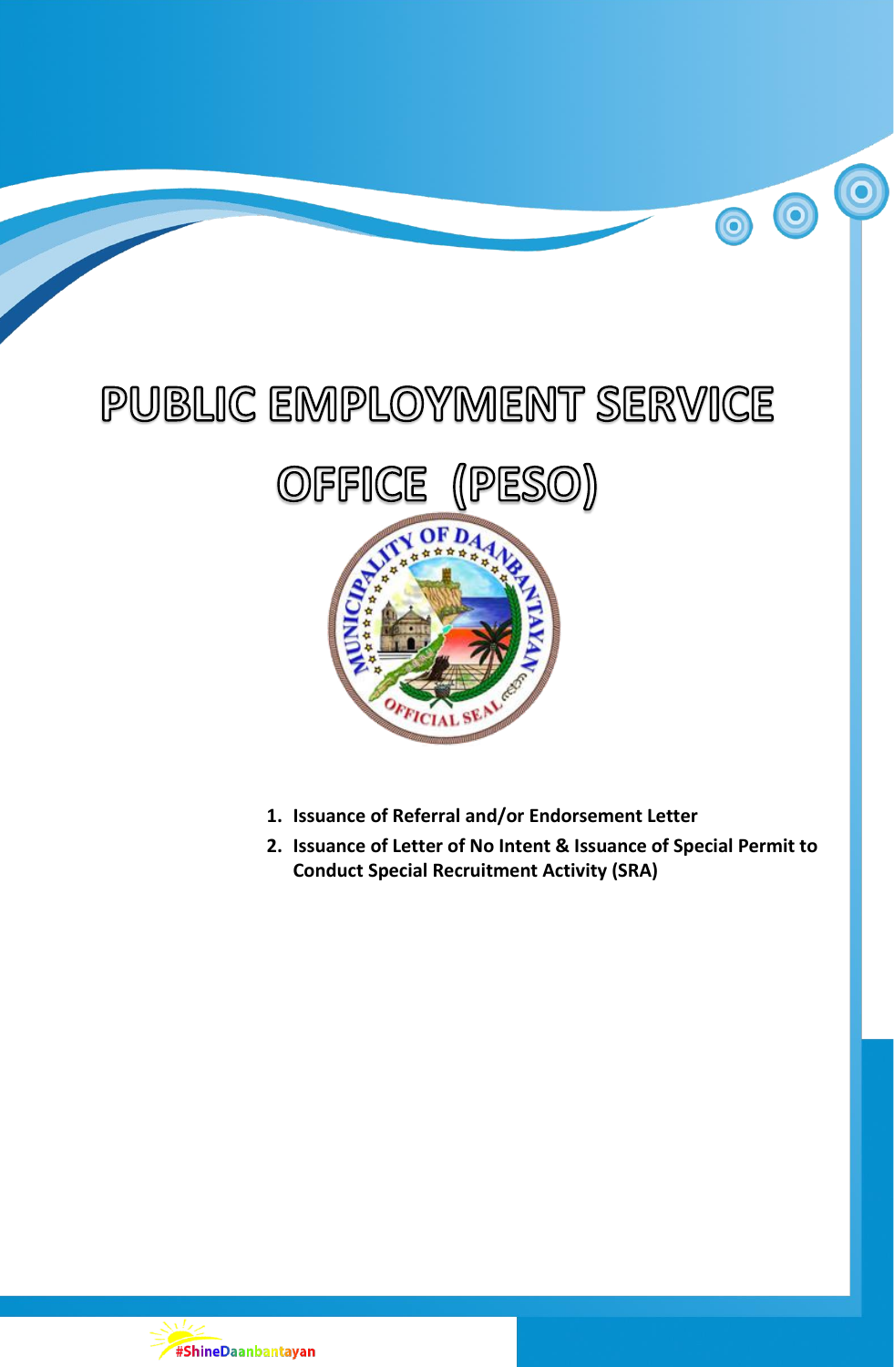# PUBLIC EMPLOYMENT SERVICE OFFICE (PESO)

1. **Issuance of Referral and/or Endorsement Letter**
2. **Issuance of Letter of No Intent & Issuance of Special Permit to Conduct Special Recruitment Activity (SRA)**

#ShineDaanbantayan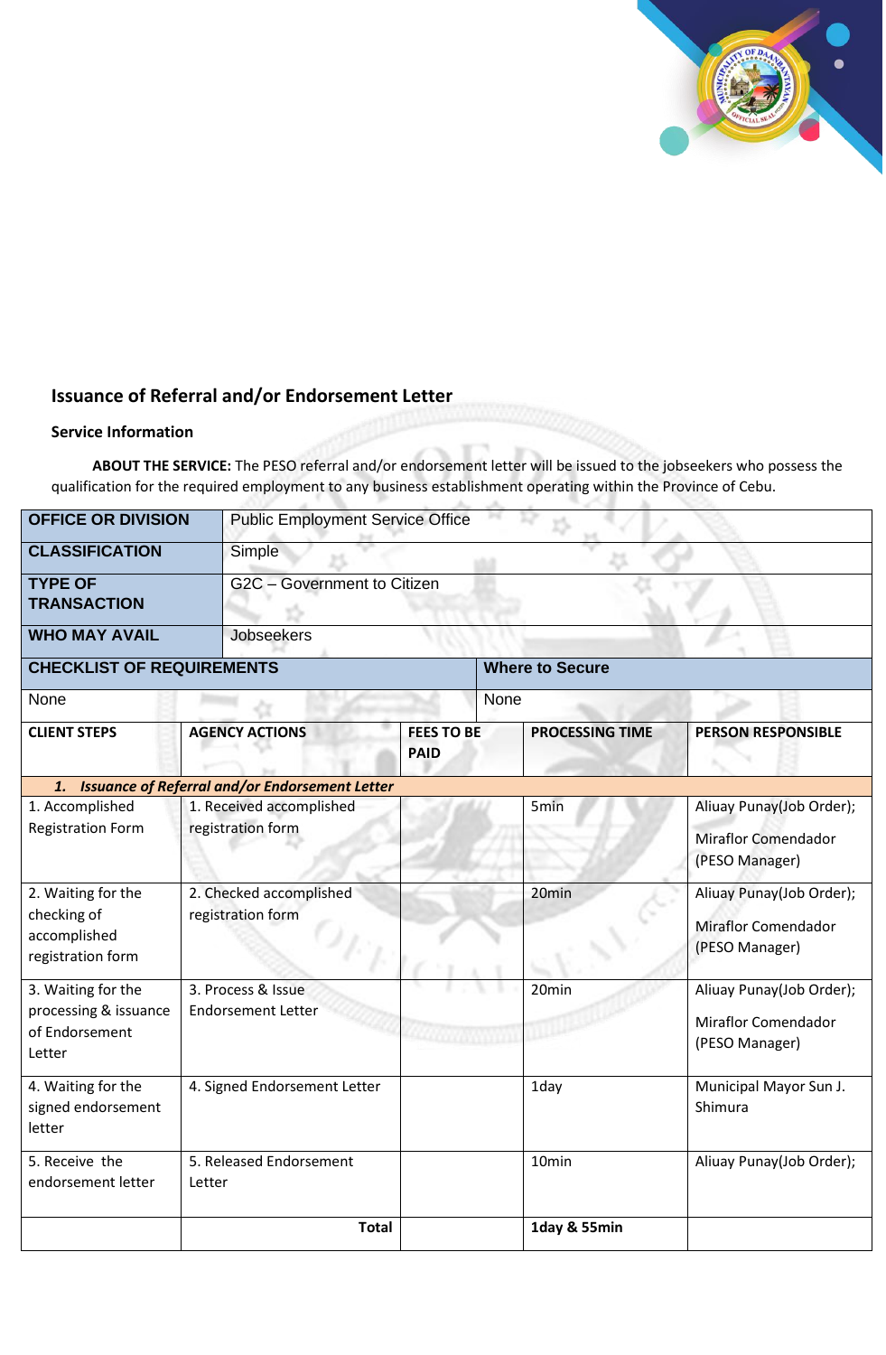## Issuance of Referral and/or Endorsement Letter

### Service Information

**ABOUT THE SERVICE:** The PESO referral and/or endorsement letter will be issued to the jobseekers who possess the qualification for the required employment to any business establishment operating within the Province of Cebu.

| OFFICE OR DIVISION | Public Employment Service Office |
|---|---|
| CLASSIFICATION | Simple |
| TYPE OF TRANSACTION | G2C – Government to Citizen |
| WHO MAY AVAIL | Jobseekers |

| CHECKLIST OF REQUIREMENTS | Where to Secure |
|---|---|
| None | None |

| CLIENT STEPS | AGENCY ACTIONS | FEES TO BE PAID | PROCESSING TIME | PERSON RESPONSIBLE |
|---|---|---|---|---|
| ***1. Issuance of Referral and/or Endorsement Letter*** | | | | |
| 1. Accomplished Registration Form | 1. Received accomplished registration form | | 5min | Aliuay Punay(Job Order); Miraflor Comendador (PESO Manager) |
| 2. Waiting for the checking of accomplished registration form | 2. Checked accomplished registration form | | 20min | Aliuay Punay(Job Order); Miraflor Comendador (PESO Manager) |
| 3. Waiting for the processing & issuance of Endorsement Letter | 3. Process & Issue Endorsement Letter | | 20min | Aliuay Punay(Job Order); Miraflor Comendador (PESO Manager) |
| 4. Waiting for the signed endorsement letter | 4. Signed Endorsement Letter | | 1day | Municipal Mayor Sun J. Shimura |
| 5. Receive the endorsement letter | 5. Released Endorsement Letter | | 10min | Aliuay Punay(Job Order); |
| | **Total** | | **1day & 55min** | |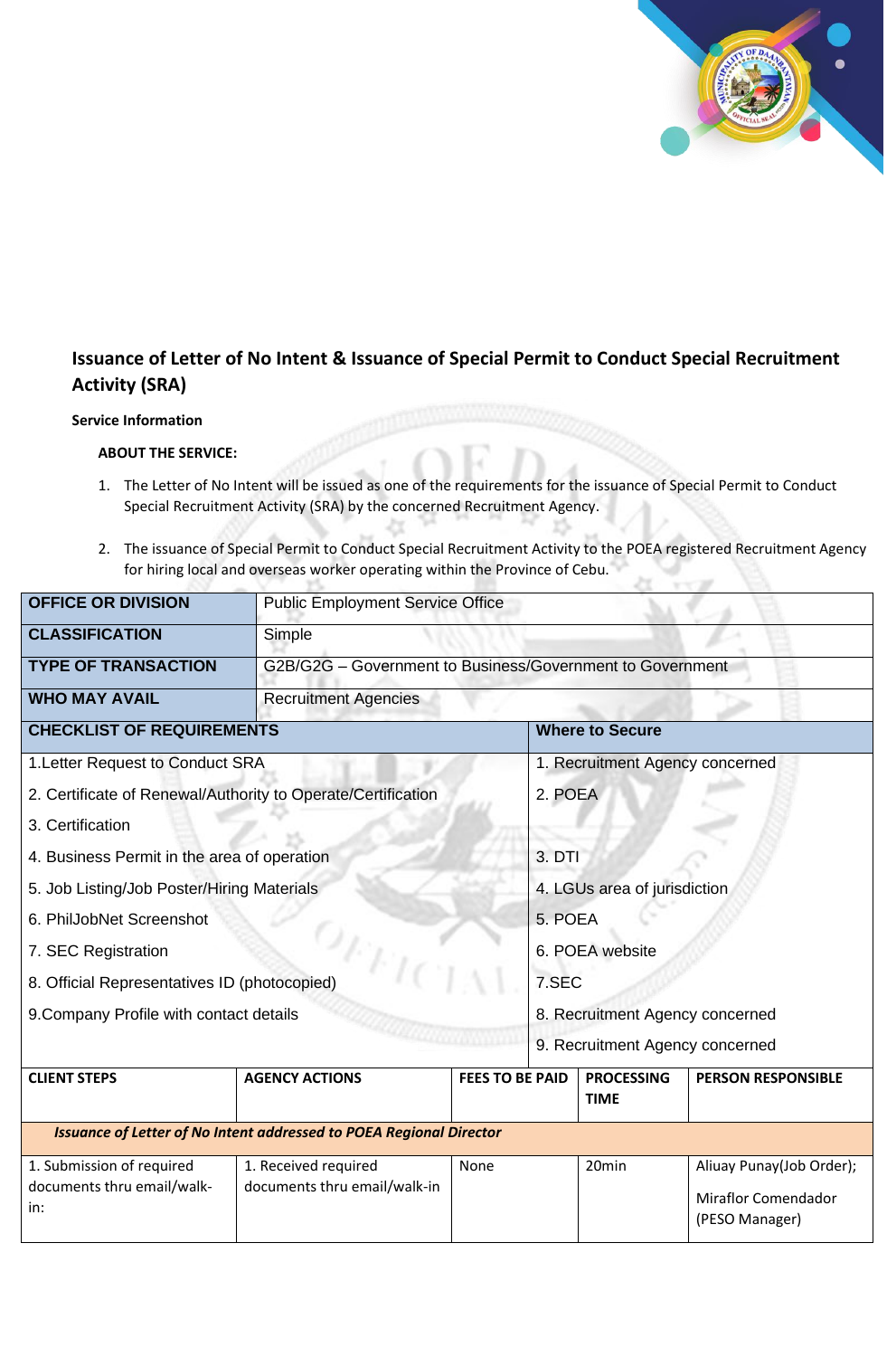## Issuance of Letter of No Intent & Issuance of Special Permit to Conduct Special Recruitment Activity (SRA)

**Service Information**

**ABOUT THE SERVICE:**

1. The Letter of No Intent will be issued as one of the requirements for the issuance of Special Permit to Conduct Special Recruitment Activity (SRA) by the concerned Recruitment Agency.
2. The issuance of Special Permit to Conduct Special Recruitment Activity to the POEA registered Recruitment Agency for hiring local and overseas worker operating within the Province of Cebu.

| | |
|---|---|
| **OFFICE OR DIVISION** | Public Employment Service Office |
| **CLASSIFICATION** | Simple |
| **TYPE OF TRANSACTION** | G2B/G2G – Government to Business/Government to Government |
| **WHO MAY AVAIL** | Recruitment Agencies |

| **CHECKLIST OF REQUIREMENTS** | **Where to Secure** |
|---|---|
| 1.Letter Request to Conduct SRA | 1. Recruitment Agency concerned |
| 2. Certificate of Renewal/Authority to Operate/Certification | 2. POEA |
| 3. Certification | |
| 4. Business Permit in the area of operation | 3. DTI |
| 5. Job Listing/Job Poster/Hiring Materials | 4. LGUs area of jurisdiction |
| 6. PhilJobNet Screenshot | 5. POEA |
| 7. SEC Registration | 6. POEA website |
| 8. Official Representatives ID (photocopied) | 7.SEC |
| 9.Company Profile with contact details | 8. Recruitment Agency concerned |
| | 9. Recruitment Agency concerned |

| **CLIENT STEPS** | **AGENCY ACTIONS** | **FEES TO BE PAID** | **PROCESSING TIME** | **PERSON RESPONSIBLE** |
|---|---|---|---|---|
| ***Issuance of Letter of No Intent addressed to POEA Regional Director*** | | | | |
| 1. Submission of required documents thru email/walk-in: | 1. Received required documents thru email/walk-in | None | 20min | Aliuay Punay(Job Order); Miraflor Comendador (PESO Manager) |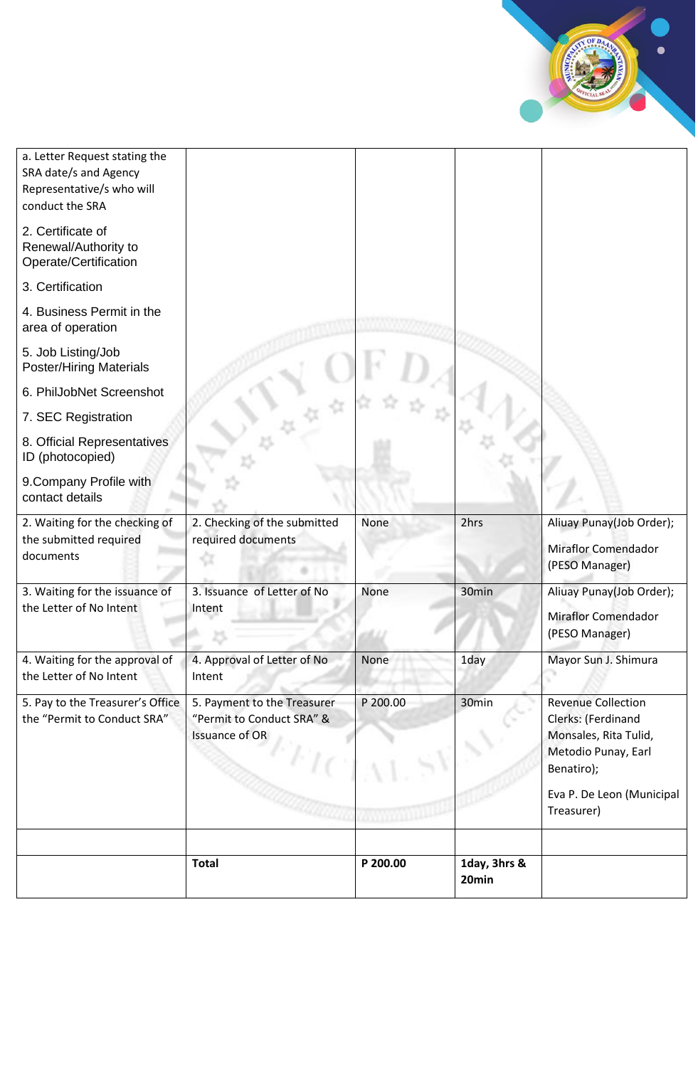| | | | | |
|---|---|---|---|---|
| a. Letter Request stating the SRA date/s and Agency Representative/s who will conduct the SRA<br><br>2. Certificate of Renewal/Authority to Operate/Certification<br><br>3. Certification<br><br>4. Business Permit in the area of operation<br><br>5. Job Listing/Job Poster/Hiring Materials<br><br>6. PhilJobNet Screenshot<br><br>7. SEC Registration<br><br>8. Official Representatives ID (photocopied)<br><br>9.Company Profile with contact details | | | | |
| 2. Waiting for the checking of the submitted required documents | 2. Checking of the submitted required documents | None | 2hrs | Aliuay Punay(Job Order);<br><br>Miraflor Comendador (PESO Manager) |
| 3. Waiting for the issuance of the Letter of No Intent | 3. Issuance of Letter of No Intent | None | 30min | Aliuay Punay(Job Order);<br><br>Miraflor Comendador (PESO Manager) |
| 4. Waiting for the approval of the Letter of No Intent | 4. Approval of Letter of No Intent | None | 1day | Mayor Sun J. Shimura |
| 5. Pay to the Treasurer's Office the "Permit to Conduct SRA" | 5. Payment to the Treasurer "Permit to Conduct SRA" & Issuance of OR | P 200.00 | 30min | Revenue Collection Clerks: (Ferdinand Monsales, Rita Tulid, Metodio Punay, Earl Benatiro);<br><br>Eva P. De Leon (Municipal Treasurer) |
| | | | | |
| | **Total** | **P 200.00** | **1day, 3hrs & 20min** | |